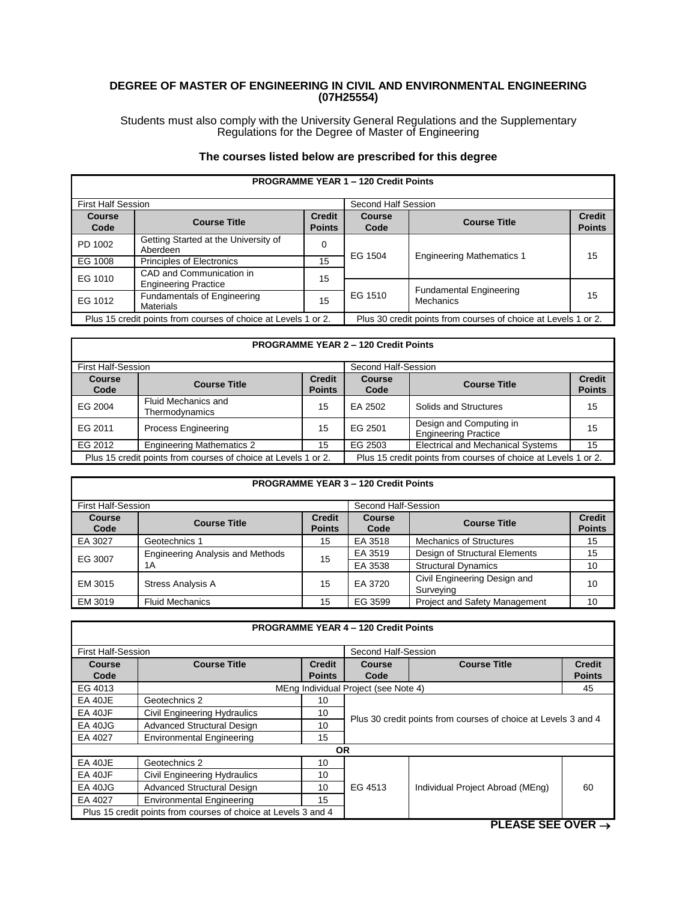# DEGREE OF MASTER OF ENGINEERING IN CIVIL AND ENVIRONMENTAL ENGINEERING (07H25554)

Students must also comply with the University General Regulations and the Supplementary Regulations for the Degree of Master of Engineering

## The courses listed below are prescribed for this degree

| PROGRAMME YEAR 1 – 120 Credit Points | | | | | |
|---|---|---|---|---|---|
| First Half Session | | | Second Half Session | | |
| **Course Code** | **Course Title** | **Credit Points** | **Course Code** | **Course Title** | **Credit Points** |
| PD 1002 | Getting Started at the University of Aberdeen | 0 | EG 1504 | Engineering Mathematics 1 | 15 |
| EG 1008 | Principles of Electronics | 15 | | | |
| EG 1010 | CAD and Communication in Engineering Practice | 15 | EG 1510 | Fundamental Engineering Mechanics | 15 |
| EG 1012 | Fundamentals of Engineering Materials | 15 | | | |
| Plus 15 credit points from courses of choice at Levels 1 or 2. | | | Plus 30 credit points from courses of choice at Levels 1 or 2. | | |

| PROGRAMME YEAR 2 – 120 Credit Points | | | | | |
|---|---|---|---|---|---|
| First Half-Session | | | Second Half-Session | | |
| **Course Code** | **Course Title** | **Credit Points** | **Course Code** | **Course Title** | **Credit Points** |
| EG 2004 | Fluid Mechanics and Thermodynamics | 15 | EA 2502 | Solids and Structures | 15 |
| EG 2011 | Process Engineering | 15 | EG 2501 | Design and Computing in Engineering Practice | 15 |
| EG 2012 | Engineering Mathematics 2 | 15 | EG 2503 | Electrical and Mechanical Systems | 15 |
| Plus 15 credit points from courses of choice at Levels 1 or 2. | | | Plus 15 credit points from courses of choice at Levels 1 or 2. | | |

| PROGRAMME YEAR 3 – 120 Credit Points | | | | | |
|---|---|---|---|---|---|
| First Half-Session | | | Second Half-Session | | |
| **Course Code** | **Course Title** | **Credit Points** | **Course Code** | **Course Title** | **Credit Points** |
| EA 3027 | Geotechnics 1 | 15 | EA 3518 | Mechanics of Structures | 15 |
| EG 3007 | Engineering Analysis and Methods 1A | 15 | EA 3519 | Design of Structural Elements | 15 |
| | | | EA 3538 | Structural Dynamics | 10 |
| EM 3015 | Stress Analysis A | 15 | EA 3720 | Civil Engineering Design and Surveying | 10 |
| EM 3019 | Fluid Mechanics | 15 | EG 3599 | Project and Safety Management | 10 |

| PROGRAMME YEAR 4 – 120 Credit Points | | | | | |
|---|---|---|---|---|---|
| First Half-Session | | | Second Half-Session | | |
| **Course Code** | **Course Title** | **Credit Points** | **Course Code** | **Course Title** | **Credit Points** |
| EG 4013 | MEng Individual Project (see Note 4) | | | | 45 |
| EA 40JE | Geotechnics 2 | 10 | Plus 30 credit points from courses of choice at Levels 3 and 4 | | |
| EA 40JF | Civil Engineering Hydraulics | 10 | | | |
| EA 40JG | Advanced Structural Design | 10 | | | |
| EA 4027 | Environmental Engineering | 15 | | | |
| **OR** | | | | | |
| EA 40JE | Geotechnics 2 | 10 | EG 4513 | Individual Project Abroad (MEng) | 60 |
| EA 40JF | Civil Engineering Hydraulics | 10 | | | |
| EA 40JG | Advanced Structural Design | 10 | | | |
| EA 4027 | Environmental Engineering | 15 | | | |
| Plus 15 credit points from courses of choice at Levels 3 and 4 | | | | | |

**PLEASE SEE OVER →**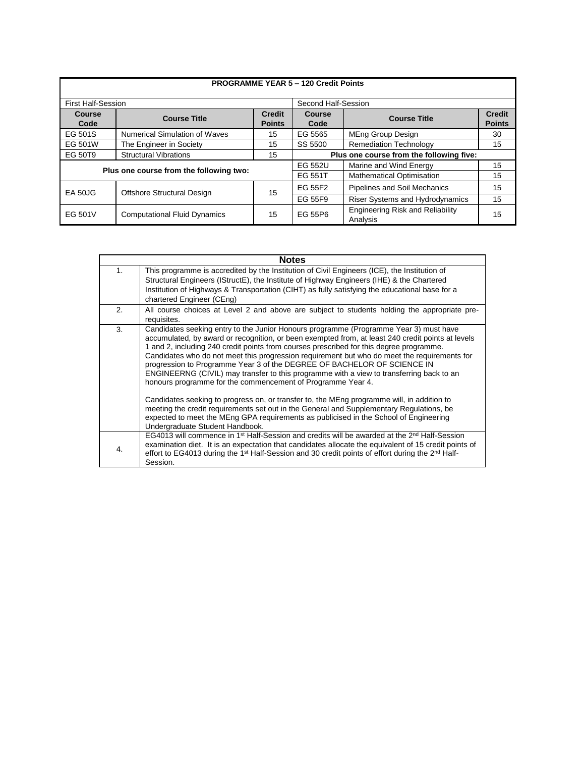| PROGRAMME YEAR 5 – 120 Credit Points | | | | | |
|---|---|---|---|---|---|
| First Half-Session | | | Second Half-Session | | |
| **Course Code** | **Course Title** | **Credit Points** | **Course Code** | **Course Title** | **Credit Points** |
| EG 501S | Numerical Simulation of Waves | 15 | EG 5565 | MEng Group Design | 30 |
| EG 501W | The Engineer in Society | 15 | SS 5500 | Remediation Technology | 15 |
| EG 50T9 | Structural Vibrations | 15 | **Plus one course from the following five:** | | |
| **Plus one course from the following two:** | | | EG 552U | Marine and Wind Energy | 15 |
| | | | EG 551T | Mathematical Optimisation | 15 |
| EA 50JG | Offshore Structural Design | 15 | EG 55F2 | Pipelines and Soil Mechanics | 15 |
| | | | EG 55F9 | Riser Systems and Hydrodynamics | 15 |
| EG 501V | Computational Fluid Dynamics | 15 | EG 55P6 | Engineering Risk and Reliability Analysis | 15 |

| **Notes** | |
|---|---|
| 1. | This programme is accredited by the Institution of Civil Engineers (ICE), the Institution of Structural Engineers (IStructE), the Institute of Highway Engineers (IHE) & the Chartered Institution of Highways & Transportation (CIHT) as fully satisfying the educational base for a chartered Engineer (CEng) |
| 2. | All course choices at Level 2 and above are subject to students holding the appropriate pre-requisites. |
| 3. | Candidates seeking entry to the Junior Honours programme (Programme Year 3) must have accumulated, by award or recognition, or been exempted from, at least 240 credit points at levels 1 and 2, including 240 credit points from courses prescribed for this degree programme. Candidates who do not meet this progression requirement but who do meet the requirements for progression to Programme Year 3 of the DEGREE OF BACHELOR OF SCIENCE IN ENGINEERNG (CIVIL) may transfer to this programme with a view to transferring back to an honours programme for the commencement of Programme Year 4.<br><br>Candidates seeking to progress on, or transfer to, the MEng programme will, in addition to meeting the credit requirements set out in the General and Supplementary Regulations, be expected to meet the MEng GPA requirements as publicised in the School of Engineering Undergraduate Student Handbook. |
| 4. | EG4013 will commence in 1st Half-Session and credits will be awarded at the 2nd Half-Session examination diet. It is an expectation that candidates allocate the equivalent of 15 credit points of effort to EG4013 during the 1st Half-Session and 30 credit points of effort during the 2nd Half-Session. |